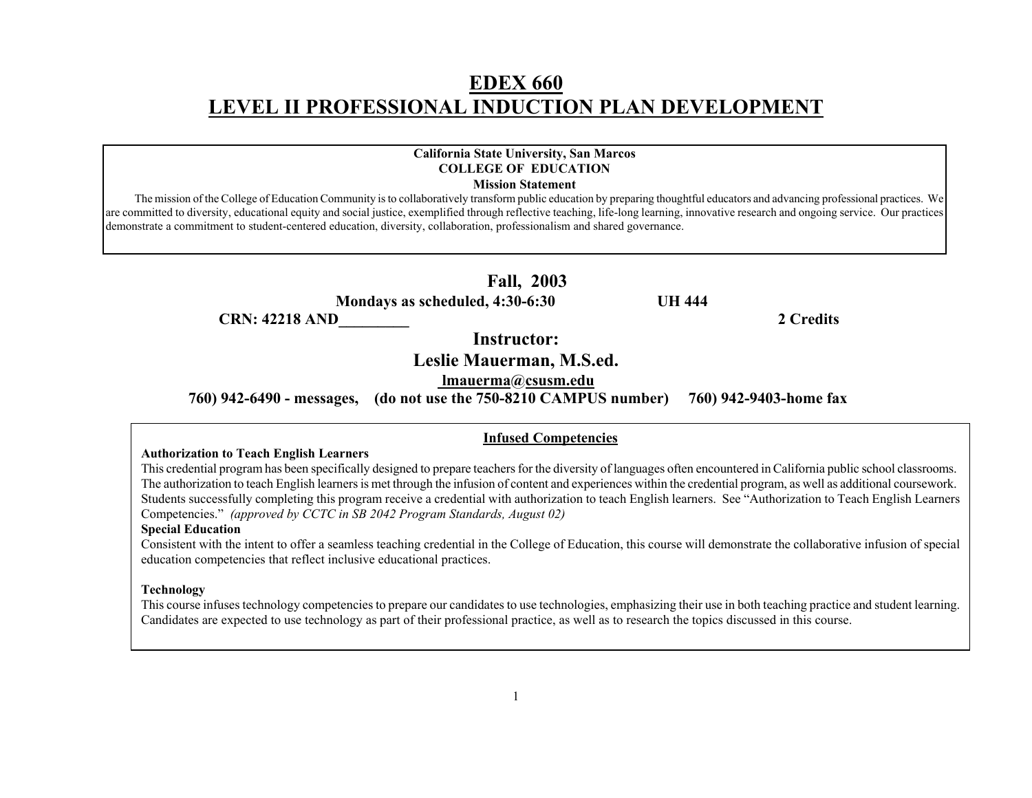# EDEX 660
# LEVEL II PROFESSIONAL INDUCTION PLAN DEVELOPMENT

**California State University, San Marcos**
**COLLEGE OF EDUCATION**
**Mission Statement**

The mission of the College of Education Community is to collaboratively transform public education by preparing thoughtful educators and advancing professional practices. We are committed to diversity, educational equity and social justice, exemplified through reflective teaching, life-long learning, innovative research and ongoing service. Our practices demonstrate a commitment to student-centered education, diversity, collaboration, professionalism and shared governance.

## Fall, 2003

**Mondays as scheduled, 4:30-6:30** **UH 444**

**CRN: 42218 AND_________** **2 Credits**

## Instructor:

## Leslie Mauerman, M.S.ed.

**lmauerma@csusm.edu**

**760) 942-6490 - messages, (do not use the 750-8210 CAMPUS number) 760) 942-9403-home fax**

### Infused Competencies

**Authorization to Teach English Learners**

This credential program has been specifically designed to prepare teachers for the diversity of languages often encountered in California public school classrooms. The authorization to teach English learners is met through the infusion of content and experiences within the credential program, as well as additional coursework. Students successfully completing this program receive a credential with authorization to teach English learners. See "Authorization to Teach English Learners Competencies." *(approved by CCTC in SB 2042 Program Standards, August 02)*

**Special Education**

Consistent with the intent to offer a seamless teaching credential in the College of Education, this course will demonstrate the collaborative infusion of special education competencies that reflect inclusive educational practices.

**Technology**

This course infuses technology competencies to prepare our candidates to use technologies, emphasizing their use in both teaching practice and student learning. Candidates are expected to use technology as part of their professional practice, as well as to research the topics discussed in this course.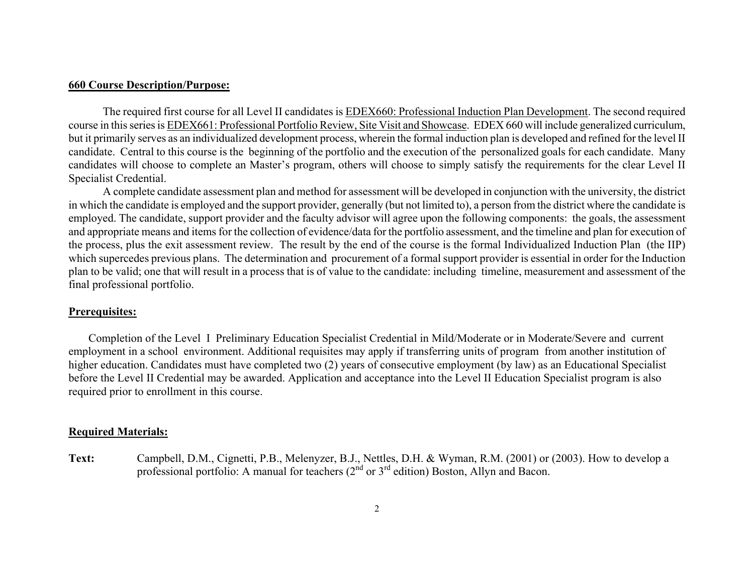**660 Course Description/Purpose:**

The required first course for all Level II candidates is EDEX660: Professional Induction Plan Development. The second required course in this series is EDEX661: Professional Portfolio Review, Site Visit and Showcase. EDEX 660 will include generalized curriculum, but it primarily serves as an individualized development process, wherein the formal induction plan is developed and refined for the level II candidate. Central to this course is the beginning of the portfolio and the execution of the personalized goals for each candidate. Many candidates will choose to complete an Master's program, others will choose to simply satisfy the requirements for the clear Level II Specialist Credential.

A complete candidate assessment plan and method for assessment will be developed in conjunction with the university, the district in which the candidate is employed and the support provider, generally (but not limited to), a person from the district where the candidate is employed. The candidate, support provider and the faculty advisor will agree upon the following components: the goals, the assessment and appropriate means and items for the collection of evidence/data for the portfolio assessment, and the timeline and plan for execution of the process, plus the exit assessment review. The result by the end of the course is the formal Individualized Induction Plan (the IIP) which supercedes previous plans. The determination and procurement of a formal support provider is essential in order for the Induction plan to be valid; one that will result in a process that is of value to the candidate: including timeline, measurement and assessment of the final professional portfolio.

**Prerequisites:**

Completion of the Level I Preliminary Education Specialist Credential in Mild/Moderate or in Moderate/Severe and current employment in a school environment. Additional requisites may apply if transferring units of program from another institution of higher education. Candidates must have completed two (2) years of consecutive employment (by law) as an Educational Specialist before the Level II Credential may be awarded. Application and acceptance into the Level II Education Specialist program is also required prior to enrollment in this course.

**Required Materials:**

**Text:** Campbell, D.M., Cignetti, P.B., Melenyzer, B.J., Nettles, D.H. & Wyman, R.M. (2001) or (2003). How to develop a professional portfolio: A manual for teachers (2nd or 3rd edition) Boston, Allyn and Bacon.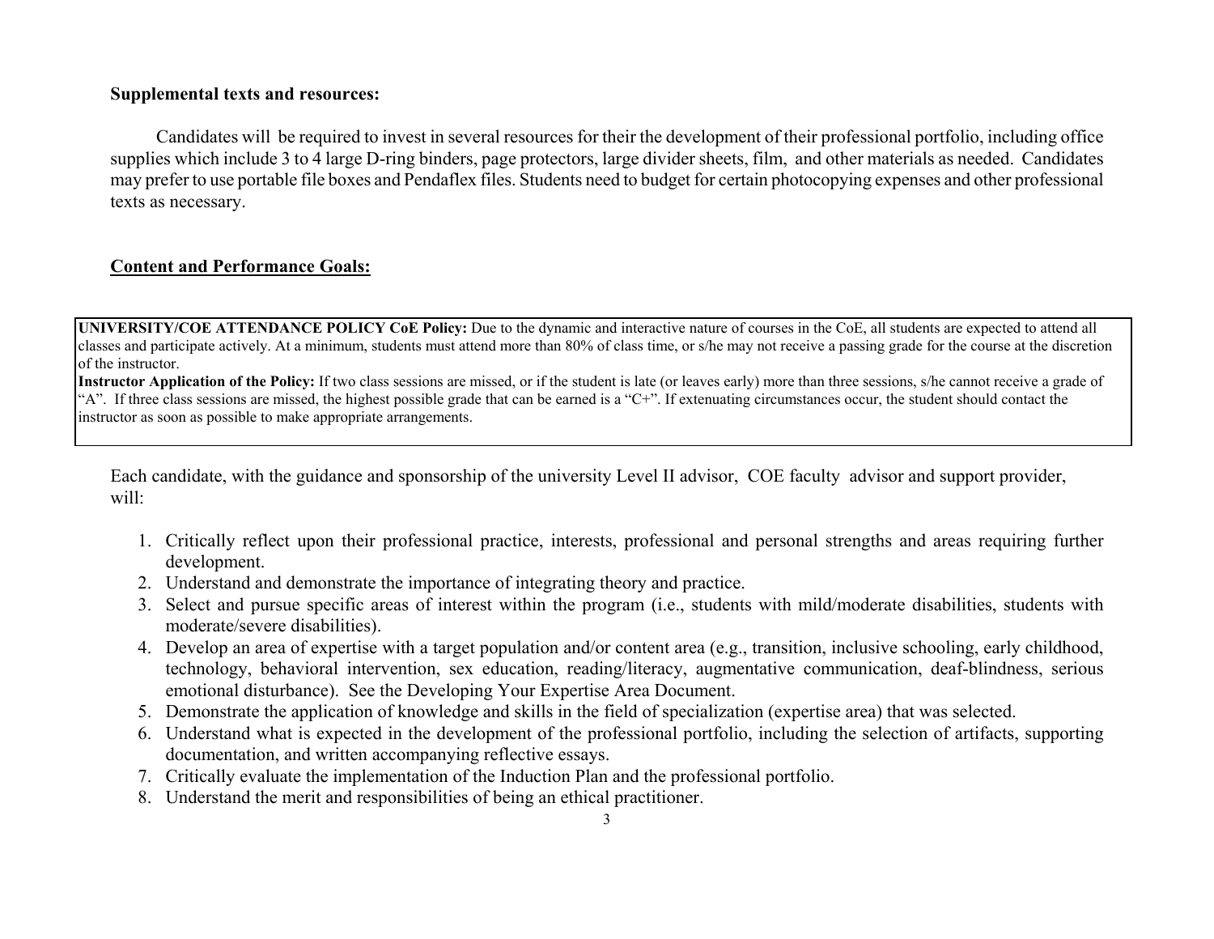**Supplemental texts and resources:**

Candidates will be required to invest in several resources for their the development of their professional portfolio, including office supplies which include 3 to 4 large D-ring binders, page protectors, large divider sheets, film, and other materials as needed. Candidates may prefer to use portable file boxes and Pendaflex files. Students need to budget for certain photocopying expenses and other professional texts as necessary.

**Content and Performance Goals:**

**UNIVERSITY/COE ATTENDANCE POLICY CoE Policy:** Due to the dynamic and interactive nature of courses in the CoE, all students are expected to attend all classes and participate actively. At a minimum, students must attend more than 80% of class time, or s/he may not receive a passing grade for the course at the discretion of the instructor.
**Instructor Application of the Policy:** If two class sessions are missed, or if the student is late (or leaves early) more than three sessions, s/he cannot receive a grade of "A". If three class sessions are missed, the highest possible grade that can be earned is a "C+". If extenuating circumstances occur, the student should contact the instructor as soon as possible to make appropriate arrangements.

Each candidate, with the guidance and sponsorship of the university Level II advisor, COE faculty advisor and support provider, will:

1. Critically reflect upon their professional practice, interests, professional and personal strengths and areas requiring further development.
2. Understand and demonstrate the importance of integrating theory and practice.
3. Select and pursue specific areas of interest within the program (i.e., students with mild/moderate disabilities, students with moderate/severe disabilities).
4. Develop an area of expertise with a target population and/or content area (e.g., transition, inclusive schooling, early childhood, technology, behavioral intervention, sex education, reading/literacy, augmentative communication, deaf-blindness, serious emotional disturbance). See the Developing Your Expertise Area Document.
5. Demonstrate the application of knowledge and skills in the field of specialization (expertise area) that was selected.
6. Understand what is expected in the development of the professional portfolio, including the selection of artifacts, supporting documentation, and written accompanying reflective essays.
7. Critically evaluate the implementation of the Induction Plan and the professional portfolio.
8. Understand the merit and responsibilities of being an ethical practitioner.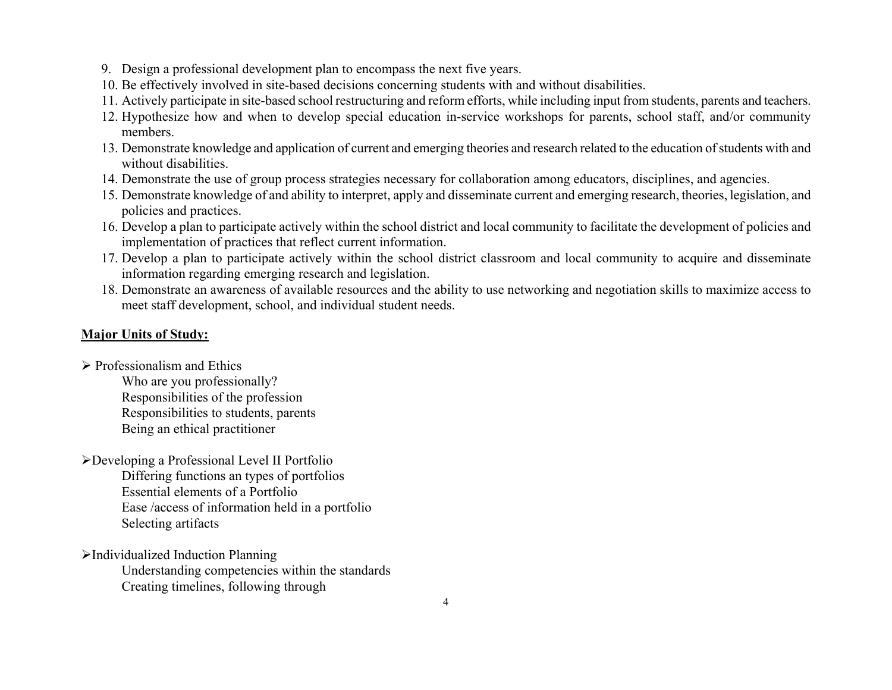9. Design a professional development plan to encompass the next five years.
10. Be effectively involved in site-based decisions concerning students with and without disabilities.
11. Actively participate in site-based school restructuring and reform efforts, while including input from students, parents and teachers.
12. Hypothesize how and when to develop special education in-service workshops for parents, school staff, and/or community members.
13. Demonstrate knowledge and application of current and emerging theories and research related to the education of students with and without disabilities.
14. Demonstrate the use of group process strategies necessary for collaboration among educators, disciplines, and agencies.
15. Demonstrate knowledge of and ability to interpret, apply and disseminate current and emerging research, theories, legislation, and policies and practices.
16. Develop a plan to participate actively within the school district and local community to facilitate the development of policies and implementation of practices that reflect current information.
17. Develop a plan to participate actively within the school district classroom and local community to acquire and disseminate information regarding emerging research and legislation.
18. Demonstrate an awareness of available resources and the ability to use networking and negotiation skills to maximize access to meet staff development, school, and individual student needs.

**Major Units of Study:**

- Professionalism and Ethics
  - Who are you professionally?
  - Responsibilities of the profession
  - Responsibilities to students, parents
  - Being an ethical practitioner

- Developing a Professional Level II Portfolio
  - Differing functions an types of portfolios
  - Essential elements of a Portfolio
  - Ease /access of information held in a portfolio
  - Selecting artifacts

- Individualized Induction Planning
  - Understanding competencies within the standards
  - Creating timelines, following through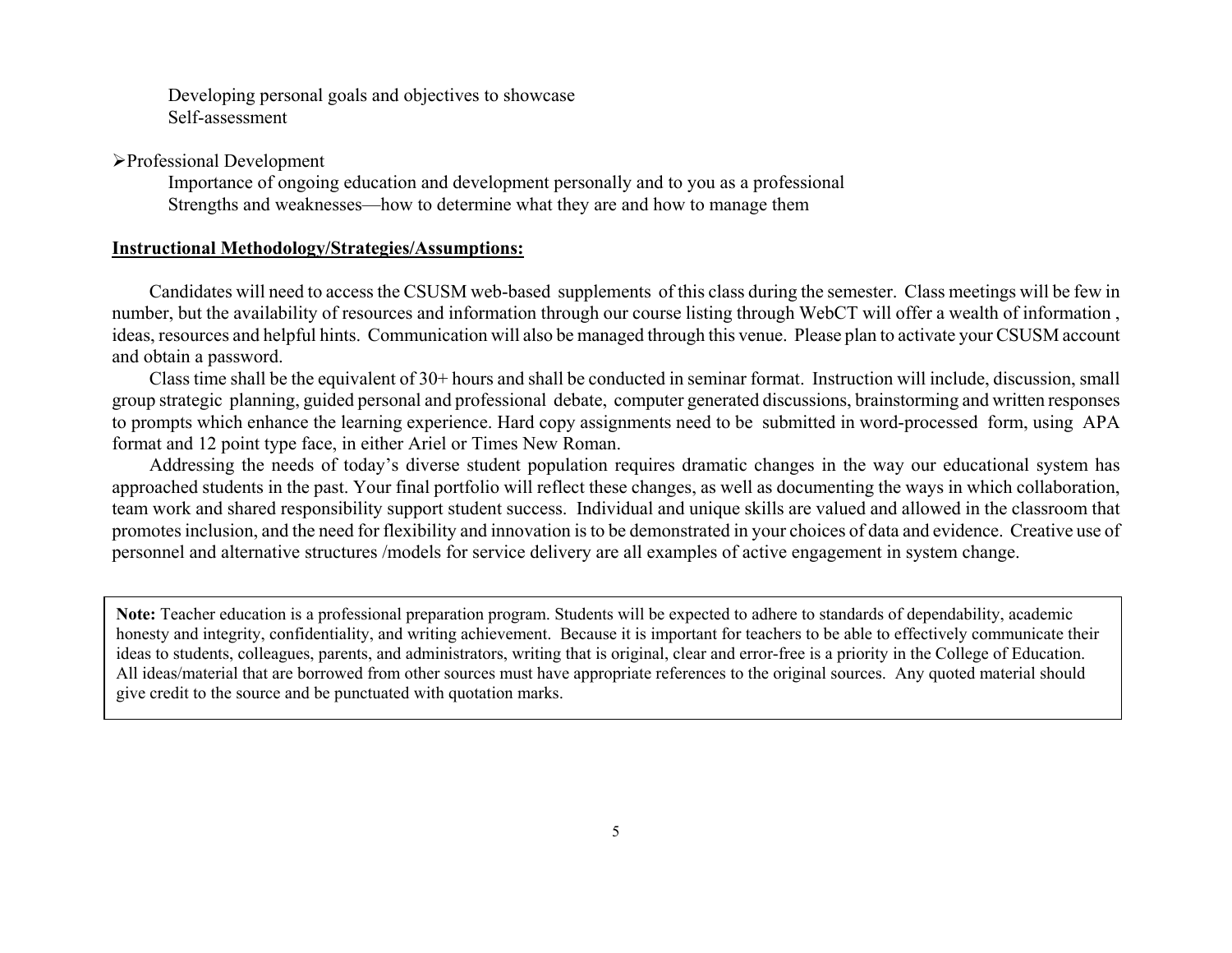Developing personal goals and objectives to showcase
Self-assessment

- Professional Development
  - Importance of ongoing education and development personally and to you as a professional
  - Strengths and weaknesses—how to determine what they are and how to manage them

**Instructional Methodology/Strategies/Assumptions:**

Candidates will need to access the CSUSM web-based supplements of this class during the semester. Class meetings will be few in number, but the availability of resources and information through our course listing through WebCT will offer a wealth of information , ideas, resources and helpful hints. Communication will also be managed through this venue. Please plan to activate your CSUSM account and obtain a password.

Class time shall be the equivalent of 30+ hours and shall be conducted in seminar format. Instruction will include, discussion, small group strategic planning, guided personal and professional debate, computer generated discussions, brainstorming and written responses to prompts which enhance the learning experience. Hard copy assignments need to be submitted in word-processed form, using APA format and 12 point type face, in either Ariel or Times New Roman.

Addressing the needs of today's diverse student population requires dramatic changes in the way our educational system has approached students in the past. Your final portfolio will reflect these changes, as well as documenting the ways in which collaboration, team work and shared responsibility support student success. Individual and unique skills are valued and allowed in the classroom that promotes inclusion, and the need for flexibility and innovation is to be demonstrated in your choices of data and evidence. Creative use of personnel and alternative structures /models for service delivery are all examples of active engagement in system change.

> **Note:** Teacher education is a professional preparation program. Students will be expected to adhere to standards of dependability, academic honesty and integrity, confidentiality, and writing achievement. Because it is important for teachers to be able to effectively communicate their ideas to students, colleagues, parents, and administrators, writing that is original, clear and error-free is a priority in the College of Education. All ideas/material that are borrowed from other sources must have appropriate references to the original sources. Any quoted material should give credit to the source and be punctuated with quotation marks.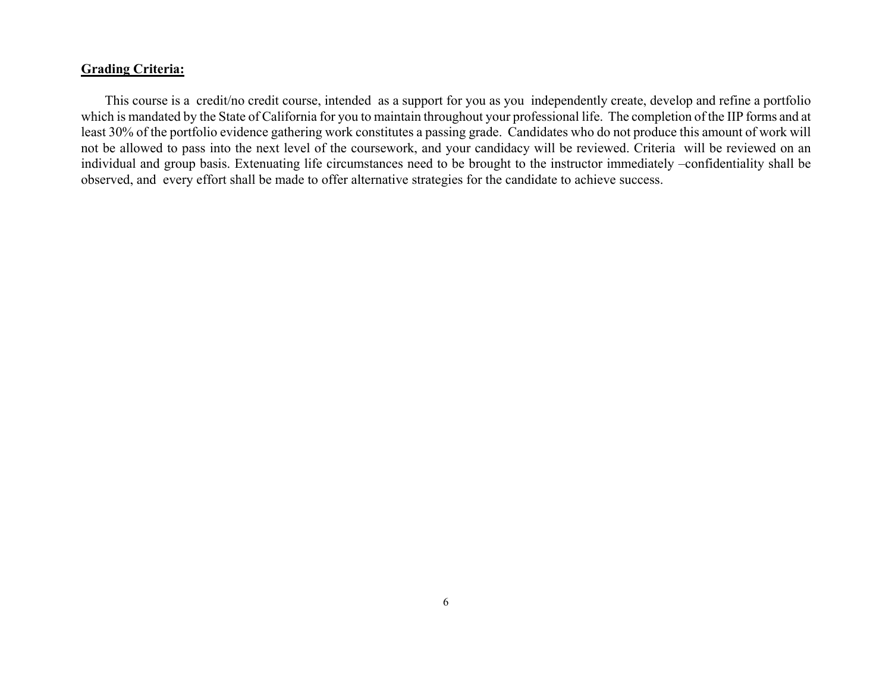**Grading Criteria:**

This course is a credit/no credit course, intended as a support for you as you independently create, develop and refine a portfolio which is mandated by the State of California for you to maintain throughout your professional life. The completion of the IIP forms and at least 30% of the portfolio evidence gathering work constitutes a passing grade. Candidates who do not produce this amount of work will not be allowed to pass into the next level of the coursework, and your candidacy will be reviewed. Criteria will be reviewed on an individual and group basis. Extenuating life circumstances need to be brought to the instructor immediately –confidentiality shall be observed, and every effort shall be made to offer alternative strategies for the candidate to achieve success.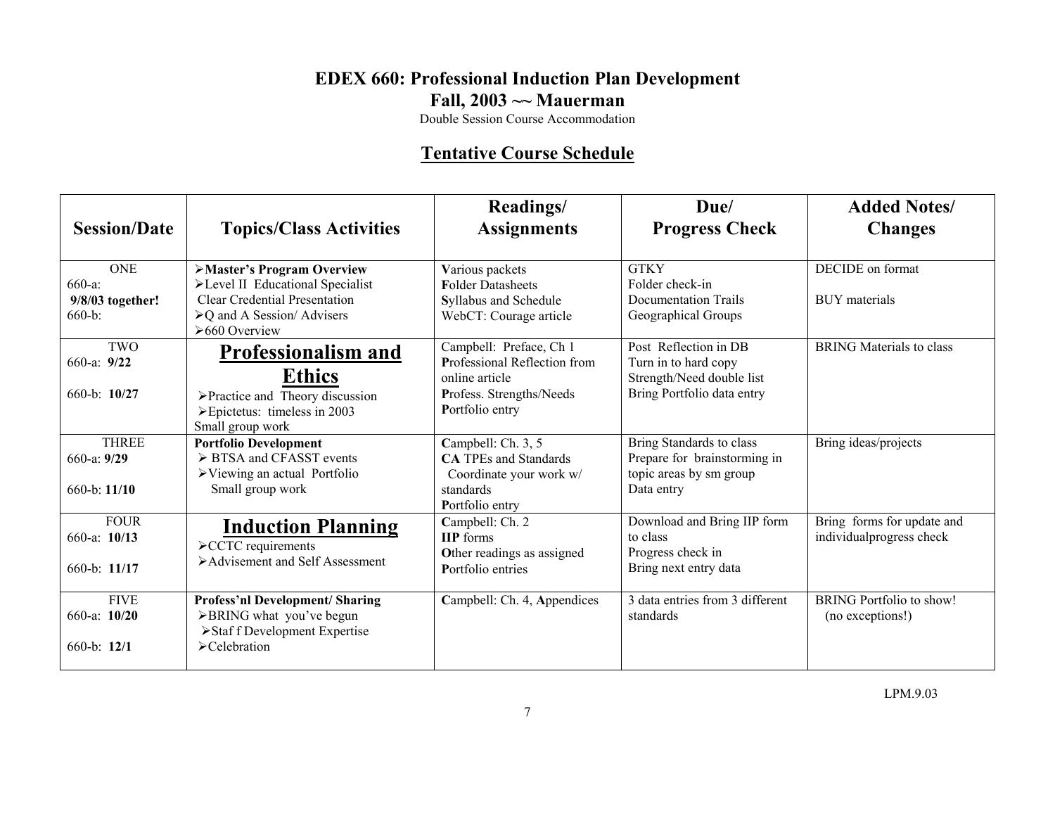# EDEX 660: Professional Induction Plan Development

## Fall, 2003 ~~ Mauerman

Double Session Course Accommodation

## Tentative Course Schedule

| Session/Date | Topics/Class Activities | Readings/ Assignments | Due/ Progress Check | Added Notes/ Changes |
|---|---|---|---|---|
| ONE<br>660-a:<br>**9/8/03 together!**<br>660-b: | ➢**Master's Program Overview**<br>➢Level II Educational Specialist Clear Credential Presentation<br>➢Q and A Session/ Advisers<br>➢660 Overview | **V**arious packets<br>**F**older Datasheets<br>**S**yllabus and Schedule<br>WebCT: Courage article | GTKY<br>Folder check-in<br>Documentation Trails<br>Geographical Groups | DECIDE on format<br><br>BUY materials |
| TWO<br>660-a: **9/22**<br><br>660-b: **10/27** | **Professionalism and Ethics**<br>➢Practice and Theory discussion<br>➢Epictetus: timeless in 2003<br>Small group work | Campbell: Preface, Ch 1<br>**P**rofessional Reflection from online article<br>**P**rofess. Strengths/Needs<br>**P**ortfolio entry | Post Reflection in DB<br>Turn in to hard copy<br>Strength/Need double list<br>Bring Portfolio data entry | BRING Materials to class |
| THREE<br>660-a: **9/29**<br><br>660-b: **11/10** | **Portfolio Development**<br>➢ BTSA and CFASST events<br>➢Viewing an actual Portfolio<br>Small group work | **C**ampbell: Ch. 3, 5<br>**CA** TPEs and Standards<br>Coordinate your work w/ standards<br>**P**ortfolio entry | Bring Standards to class<br>Prepare for brainstorming in topic areas by sm group<br>Data entry | Bring ideas/projects |
| FOUR<br>660-a: **10/13**<br><br>660-b: **11/17** | **Induction Planning**<br>➢CCTC requirements<br>➢Advisement and Self Assessment | **C**ampbell: Ch. 2<br>**IIP** forms<br>**O**ther readings as assigned<br>**P**ortfolio entries | Download and Bring IIP form to class<br>Progress check in<br>Bring next entry data | Bring forms for update and individualprogress check |
| FIVE<br>660-a: **10/20**<br><br>660-b: **12/1** | **Profess'nl Development/ Sharing**<br>➢BRING what you've begun<br>➢Staf f Development Expertise<br>➢Celebration | **C**ampbell: Ch. 4, **A**ppendices | 3 data entries from 3 different standards | BRING Portfolio to show! (no exceptions!) |

LPM.9.03